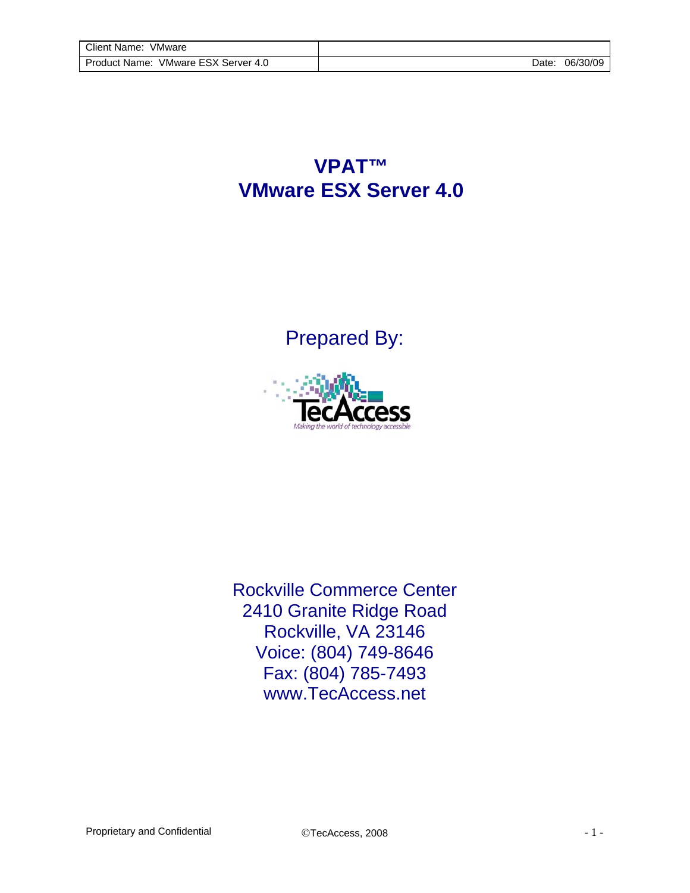| Client Name: VMware | |
| --- | --- |
| Product Name: VMware ESX Server 4.0 | Date: 06/30/09 |

# VPAT™
# VMware ESX Server 4.0

Prepared By:

TecAccess

*Making the world of technology accessible*

Rockville Commerce Center
2410 Granite Ridge Road
Rockville, VA 23146
Voice: (804) 749-8646
Fax: (804) 785-7493
www.TecAccess.net

Proprietary and Confidential ©TecAccess, 2008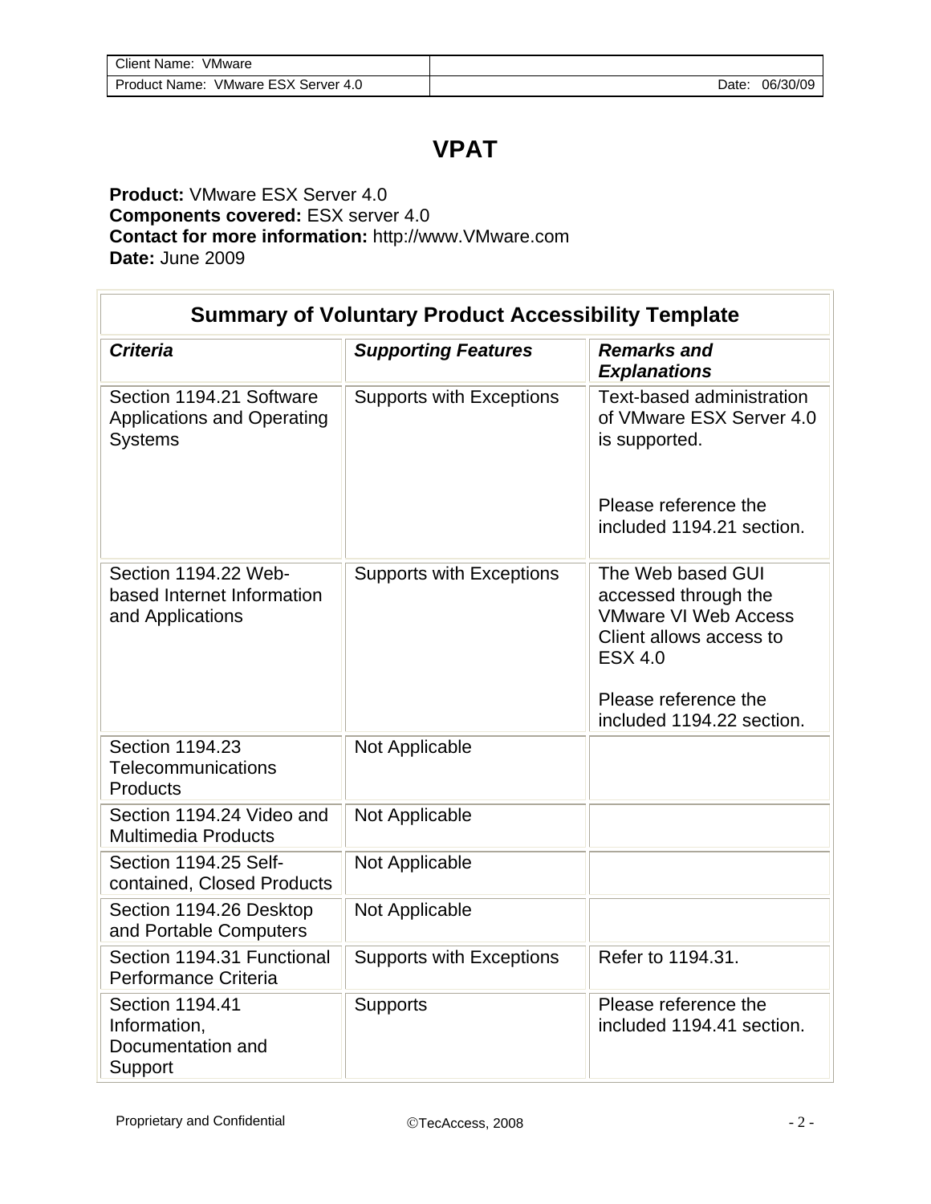# VPAT

**Product:** VMware ESX Server 4.0
**Components covered:** ESX server 4.0
**Contact for more information:** http://www.VMware.com
**Date:** June 2009

| Summary of Voluntary Product Accessibility Template | | |
|---|---|---|
| ***Criteria*** | ***Supporting Features*** | ***Remarks and Explanations*** |
| Section 1194.21 Software Applications and Operating Systems | Supports with Exceptions | Text-based administration of VMware ESX Server 4.0 is supported.<br><br>Please reference the included 1194.21 section. |
| Section 1194.22 Web-based Internet Information and Applications | Supports with Exceptions | The Web based GUI accessed through the VMware VI Web Access Client allows access to ESX 4.0<br><br>Please reference the included 1194.22 section. |
| Section 1194.23 Telecommunications Products | Not Applicable | |
| Section 1194.24 Video and Multimedia Products | Not Applicable | |
| Section 1194.25 Self-contained, Closed Products | Not Applicable | |
| Section 1194.26 Desktop and Portable Computers | Not Applicable | |
| Section 1194.31 Functional Performance Criteria | Supports with Exceptions | Refer to 1194.31. |
| Section 1194.41 Information, Documentation and Support | Supports | Please reference the included 1194.41 section. |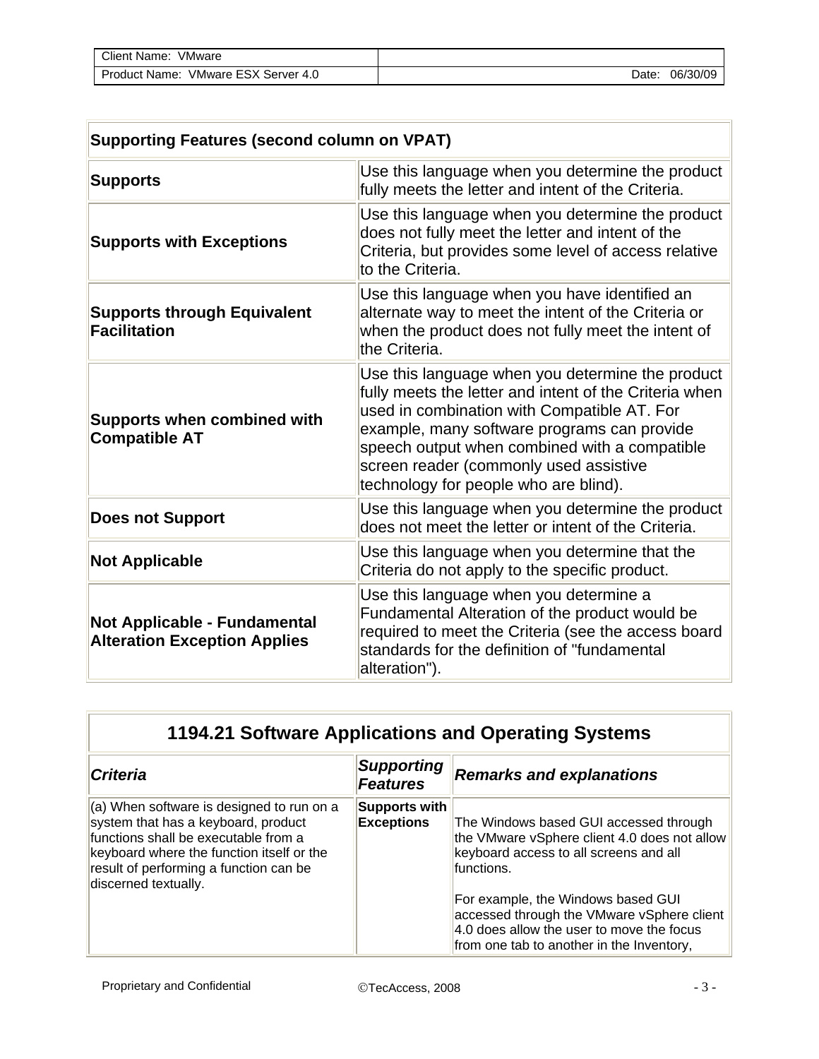| Supporting Features (second column on VPAT) | |
|---|---|
| **Supports** | Use this language when you determine the product fully meets the letter and intent of the Criteria. |
| **Supports with Exceptions** | Use this language when you determine the product does not fully meet the letter and intent of the Criteria, but provides some level of access relative to the Criteria. |
| **Supports through Equivalent Facilitation** | Use this language when you have identified an alternate way to meet the intent of the Criteria or when the product does not fully meet the intent of the Criteria. |
| **Supports when combined with Compatible AT** | Use this language when you determine the product fully meets the letter and intent of the Criteria when used in combination with Compatible AT. For example, many software programs can provide speech output when combined with a compatible screen reader (commonly used assistive technology for people who are blind). |
| **Does not Support** | Use this language when you determine the product does not meet the letter or intent of the Criteria. |
| **Not Applicable** | Use this language when you determine that the Criteria do not apply to the specific product. |
| **Not Applicable - Fundamental Alteration Exception Applies** | Use this language when you determine a Fundamental Alteration of the product would be required to meet the Criteria (see the access board standards for the definition of "fundamental alteration"). |

## 1194.21 Software Applications and Operating Systems

| *Criteria* | *Supporting Features* | *Remarks and explanations* |
|---|---|---|
| (a) When software is designed to run on a system that has a keyboard, product functions shall be executable from a keyboard where the function itself or the result of performing a function can be discerned textually. | **Supports with Exceptions** | The Windows based GUI accessed through the VMware vSphere client 4.0 does not allow keyboard access to all screens and all functions.<br><br>For example, the Windows based GUI accessed through the VMware vSphere client 4.0 does allow the user to move the focus from one tab to another in the Inventory, |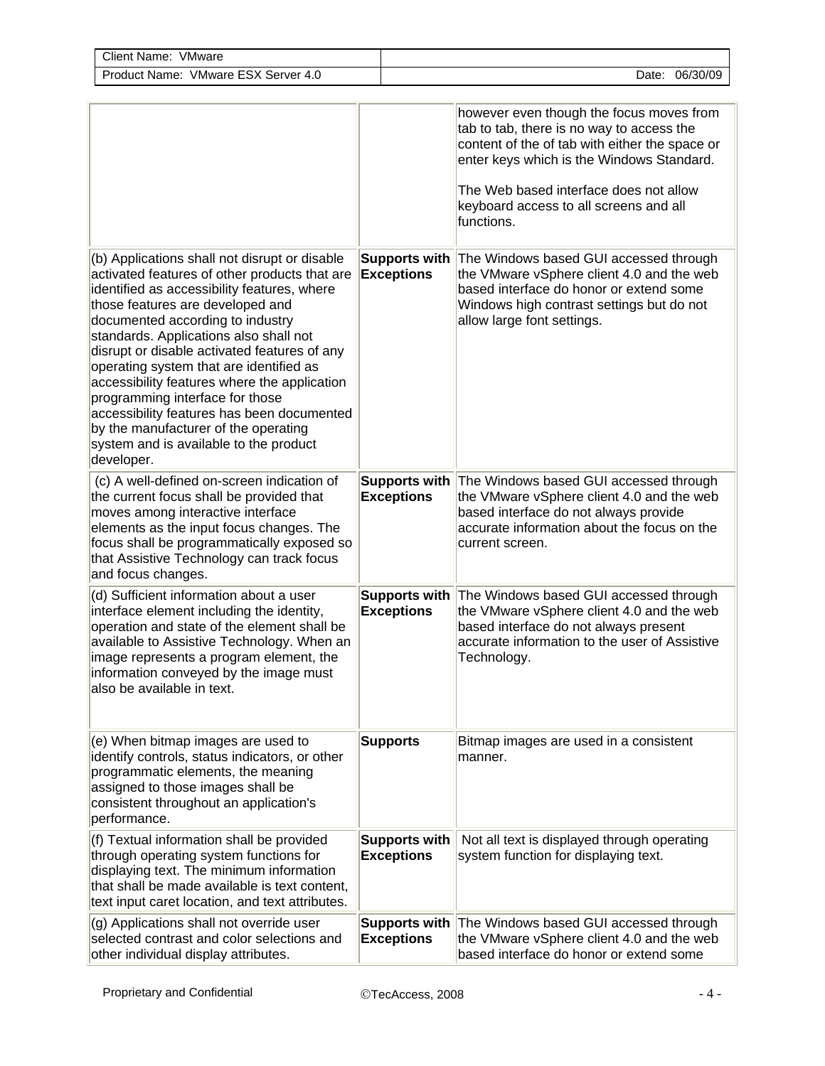| | | |
|---|---|---|
| | | however even though the focus moves from tab to tab, there is no way to access the content of the of the tab with either the space or enter keys which is the Windows Standard.<br><br>The Web based interface does not allow keyboard access to all screens and all functions. |
| (b) Applications shall not disrupt or disable activated features of other products that are identified as accessibility features, where those features are developed and documented according to industry standards. Applications also shall not disrupt or disable activated features of any operating system that are identified as accessibility features where the application programming interface for those accessibility features has been documented by the manufacturer of the operating system and is available to the product developer. | **Supports with Exceptions** | The Windows based GUI accessed through the VMware vSphere client 4.0 and the web based interface do honor or extend some Windows high contrast settings but do not allow large font settings. |
| (c) A well-defined on-screen indication of the current focus shall be provided that moves among interactive interface elements as the input focus changes. The focus shall be programmatically exposed so that Assistive Technology can track focus and focus changes. | **Supports with Exceptions** | The Windows based GUI accessed through the VMware vSphere client 4.0 and the web based interface do not always provide accurate information about the focus on the current screen. |
| (d) Sufficient information about a user interface element including the identity, operation and state of the element shall be available to Assistive Technology. When an image represents a program element, the information conveyed by the image must also be available in text. | **Supports with Exceptions** | The Windows based GUI accessed through the VMware vSphere client 4.0 and the web based interface do not always present accurate information to the user of Assistive Technology. |
| (e) When bitmap images are used to identify controls, status indicators, or other programmatic elements, the meaning assigned to those images shall be consistent throughout an application's performance. | **Supports** | Bitmap images are used in a consistent manner. |
| (f) Textual information shall be provided through operating system functions for displaying text. The minimum information that shall be made available is text content, text input caret location, and text attributes. | **Supports with Exceptions** | Not all text is displayed through operating system function for displaying text. |
| (g) Applications shall not override user selected contrast and color selections and other individual display attributes. | **Supports with Exceptions** | The Windows based GUI accessed through the VMware vSphere client 4.0 and the web based interface do honor or extend some |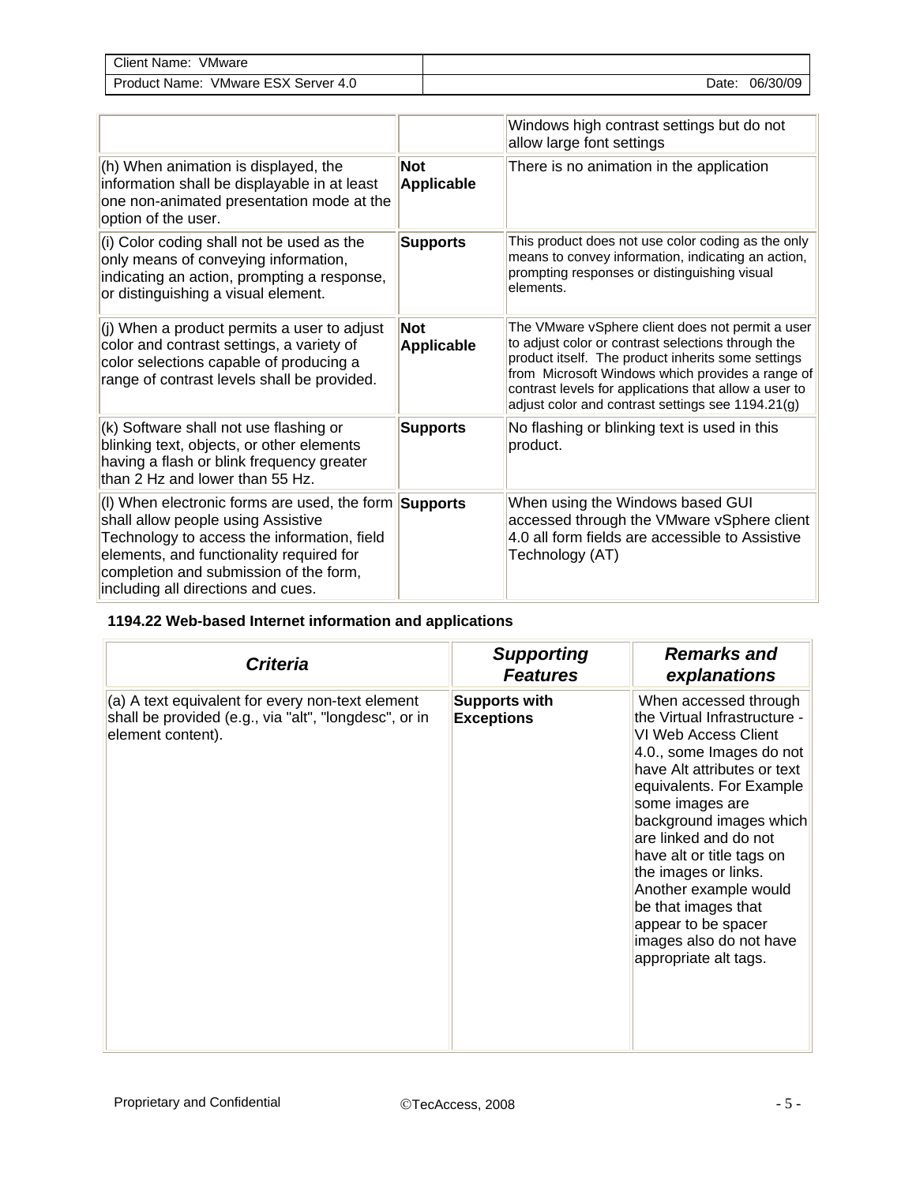| | | |
|---|---|---|
| | | Windows high contrast settings but do not allow large font settings |
| (h) When animation is displayed, the information shall be displayable in at least one non-animated presentation mode at the option of the user. | **Not Applicable** | There is no animation in the application |
| (i) Color coding shall not be used as the only means of conveying information, indicating an action, prompting a response, or distinguishing a visual element. | **Supports** | This product does not use color coding as the only means to convey information, indicating an action, prompting responses or distinguishing visual elements. |
| (j) When a product permits a user to adjust color and contrast settings, a variety of color selections capable of producing a range of contrast levels shall be provided. | **Not Applicable** | The VMware vSphere client does not permit a user to adjust color or contrast selections through the product itself. The product inherits some settings from Microsoft Windows which provides a range of contrast levels for applications that allow a user to adjust color and contrast settings see 1194.21(g) |
| (k) Software shall not use flashing or blinking text, objects, or other elements having a flash or blink frequency greater than 2 Hz and lower than 55 Hz. | **Supports** | No flashing or blinking text is used in this product. |
| (l) When electronic forms are used, the form shall allow people using Assistive Technology to access the information, field elements, and functionality required for completion and submission of the form, including all directions and cues. | **Supports** | When using the Windows based GUI accessed through the VMware vSphere client 4.0 all form fields are accessible to Assistive Technology (AT) |

**1194.22 Web-based Internet information and applications**

| ***Criteria*** | ***Supporting Features*** | ***Remarks and explanations*** |
|---|---|---|
| (a) A text equivalent for every non-text element shall be provided (e.g., via "alt", "longdesc", or in element content). | **Supports with Exceptions** | When accessed through the Virtual Infrastructure - VI Web Access Client 4.0., some Images do not have Alt attributes or text equivalents. For Example some images are background images which are linked and do not have alt or title tags on the images or links. Another example would be that images that appear to be spacer images also do not have appropriate alt tags. |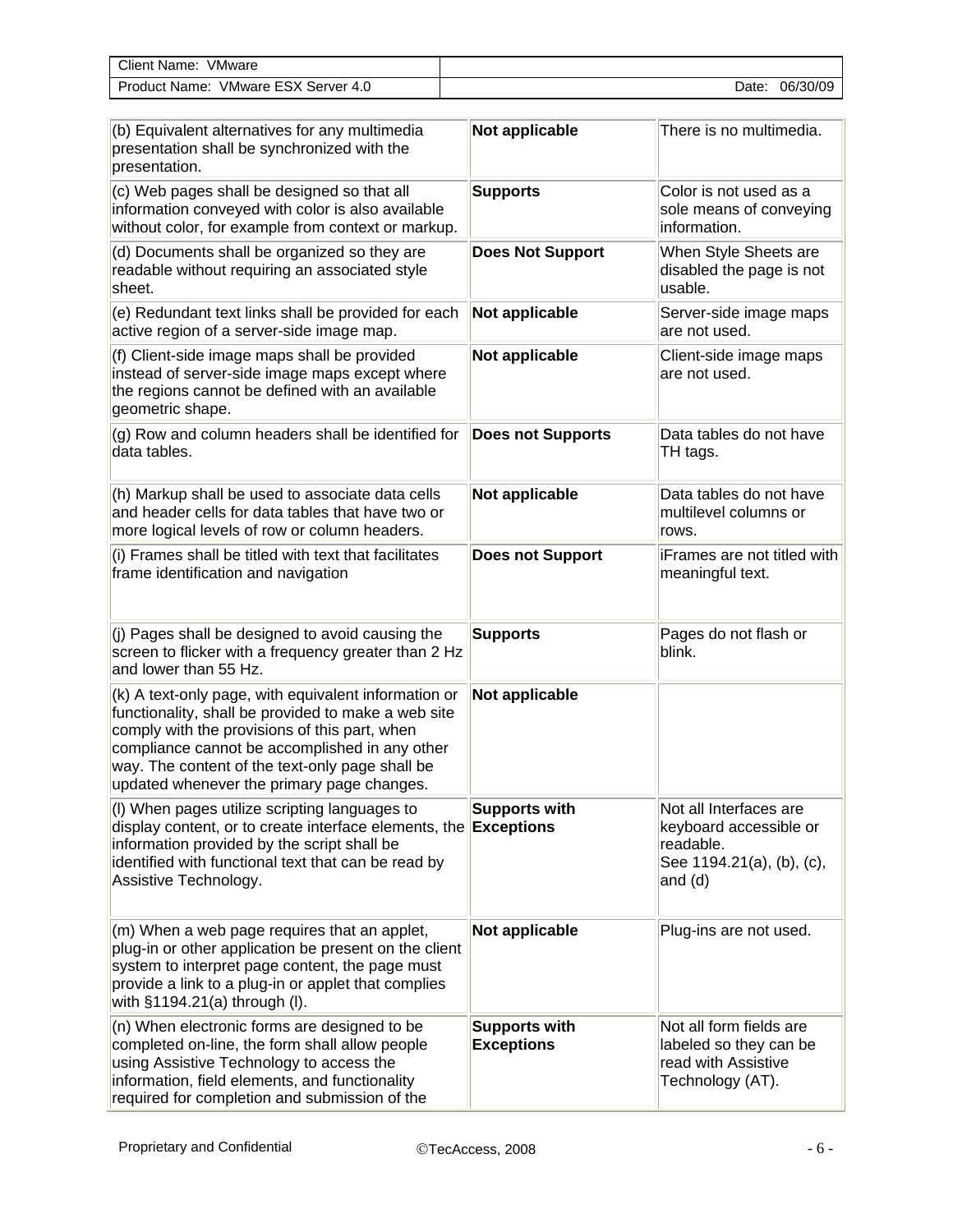| | | |
|---|---|---|
| (b) Equivalent alternatives for any multimedia presentation shall be synchronized with the presentation. | **Not applicable** | There is no multimedia. |
| (c) Web pages shall be designed so that all information conveyed with color is also available without color, for example from context or markup. | **Supports** | Color is not used as a sole means of conveying information. |
| (d) Documents shall be organized so they are readable without requiring an associated style sheet. | **Does Not Support** | When Style Sheets are disabled the page is not usable. |
| (e) Redundant text links shall be provided for each active region of a server-side image map. | **Not applicable** | Server-side image maps are not used. |
| (f) Client-side image maps shall be provided instead of server-side image maps except where the regions cannot be defined with an available geometric shape. | **Not applicable** | Client-side image maps are not used. |
| (g) Row and column headers shall be identified for data tables. | **Does not Supports** | Data tables do not have TH tags. |
| (h) Markup shall be used to associate data cells and header cells for data tables that have two or more logical levels of row or column headers. | **Not applicable** | Data tables do not have multilevel columns or rows. |
| (i) Frames shall be titled with text that facilitates frame identification and navigation | **Does not Support** | iFrames are not titled with meaningful text. |
| (j) Pages shall be designed to avoid causing the screen to flicker with a frequency greater than 2 Hz and lower than 55 Hz. | **Supports** | Pages do not flash or blink. |
| (k) A text-only page, with equivalent information or functionality, shall be provided to make a web site comply with the provisions of this part, when compliance cannot be accomplished in any other way. The content of the text-only page shall be updated whenever the primary page changes. | **Not applicable** | |
| (l) When pages utilize scripting languages to display content, or to create interface elements, the information provided by the script shall be identified with functional text that can be read by Assistive Technology. | **Supports with Exceptions** | Not all Interfaces are keyboard accessible or readable. See 1194.21(a), (b), (c), and (d) |
| (m) When a web page requires that an applet, plug-in or other application be present on the client system to interpret page content, the page must provide a link to a plug-in or applet that complies with §1194.21(a) through (l). | **Not applicable** | Plug-ins are not used. |
| (n) When electronic forms are designed to be completed on-line, the form shall allow people using Assistive Technology to access the information, field elements, and functionality required for completion and submission of the | **Supports with Exceptions** | Not all form fields are labeled so they can be read with Assistive Technology (AT). |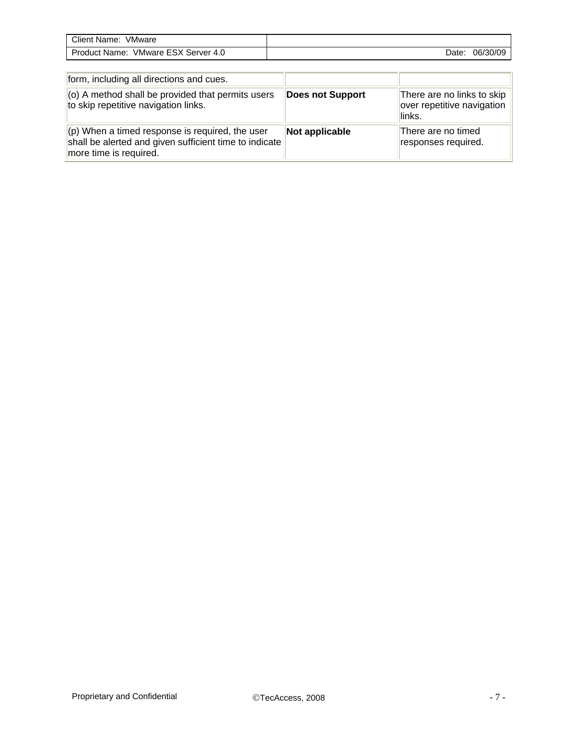| | | |
|---|---|---|
| form, including all directions and cues. | | |
| (o) A method shall be provided that permits users to skip repetitive navigation links. | **Does not Support** | There are no links to skip over repetitive navigation links. |
| (p) When a timed response is required, the user shall be alerted and given sufficient time to indicate more time is required. | **Not applicable** | There are no timed responses required. |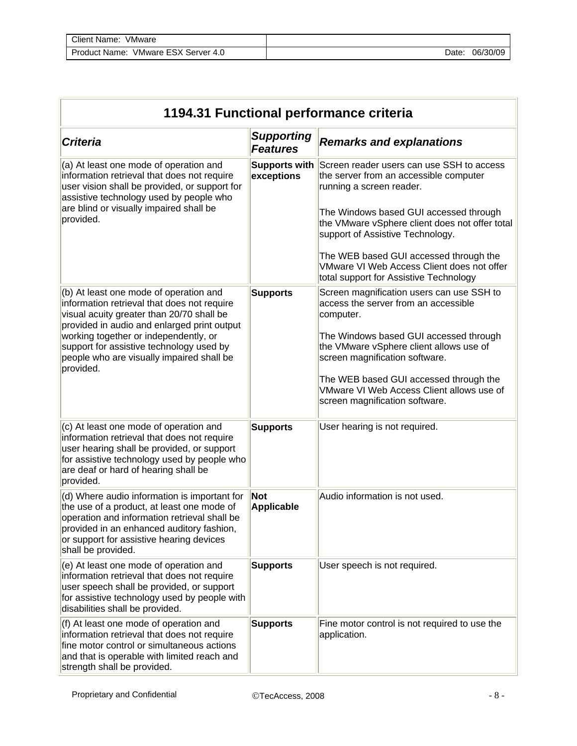| 1194.31 Functional performance criteria | | |
|---|---|---|
| ***Criteria*** | ***Supporting Features*** | ***Remarks and explanations*** |
| (a) At least one mode of operation and information retrieval that does not require user vision shall be provided, or support for assistive technology used by people who are blind or visually impaired shall be provided. | **Supports with exceptions** | Screen reader users can use SSH to access the server from an accessible computer running a screen reader.<br><br>The Windows based GUI accessed through the VMware vSphere client does not offer total support of Assistive Technology.<br><br>The WEB based GUI accessed through the VMware VI Web Access Client does not offer total support for Assistive Technology |
| (b) At least one mode of operation and information retrieval that does not require visual acuity greater than 20/70 shall be provided in audio and enlarged print output working together or independently, or support for assistive technology used by people who are visually impaired shall be provided. | **Supports** | Screen magnification users can use SSH to access the server from an accessible computer.<br><br>The Windows based GUI accessed through the VMware vSphere client allows use of screen magnification software.<br><br>The WEB based GUI accessed through the VMware VI Web Access Client allows use of screen magnification software. |
| (c) At least one mode of operation and information retrieval that does not require user hearing shall be provided, or support for assistive technology used by people who are deaf or hard of hearing shall be provided. | **Supports** | User hearing is not required. |
| (d) Where audio information is important for the use of a product, at least one mode of operation and information retrieval shall be provided in an enhanced auditory fashion, or support for assistive hearing devices shall be provided. | **Not Applicable** | Audio information is not used. |
| (e) At least one mode of operation and information retrieval that does not require user speech shall be provided, or support for assistive technology used by people with disabilities shall be provided. | **Supports** | User speech is not required. |
| (f) At least one mode of operation and information retrieval that does not require fine motor control or simultaneous actions and that is operable with limited reach and strength shall be provided. | **Supports** | Fine motor control is not required to use the application. |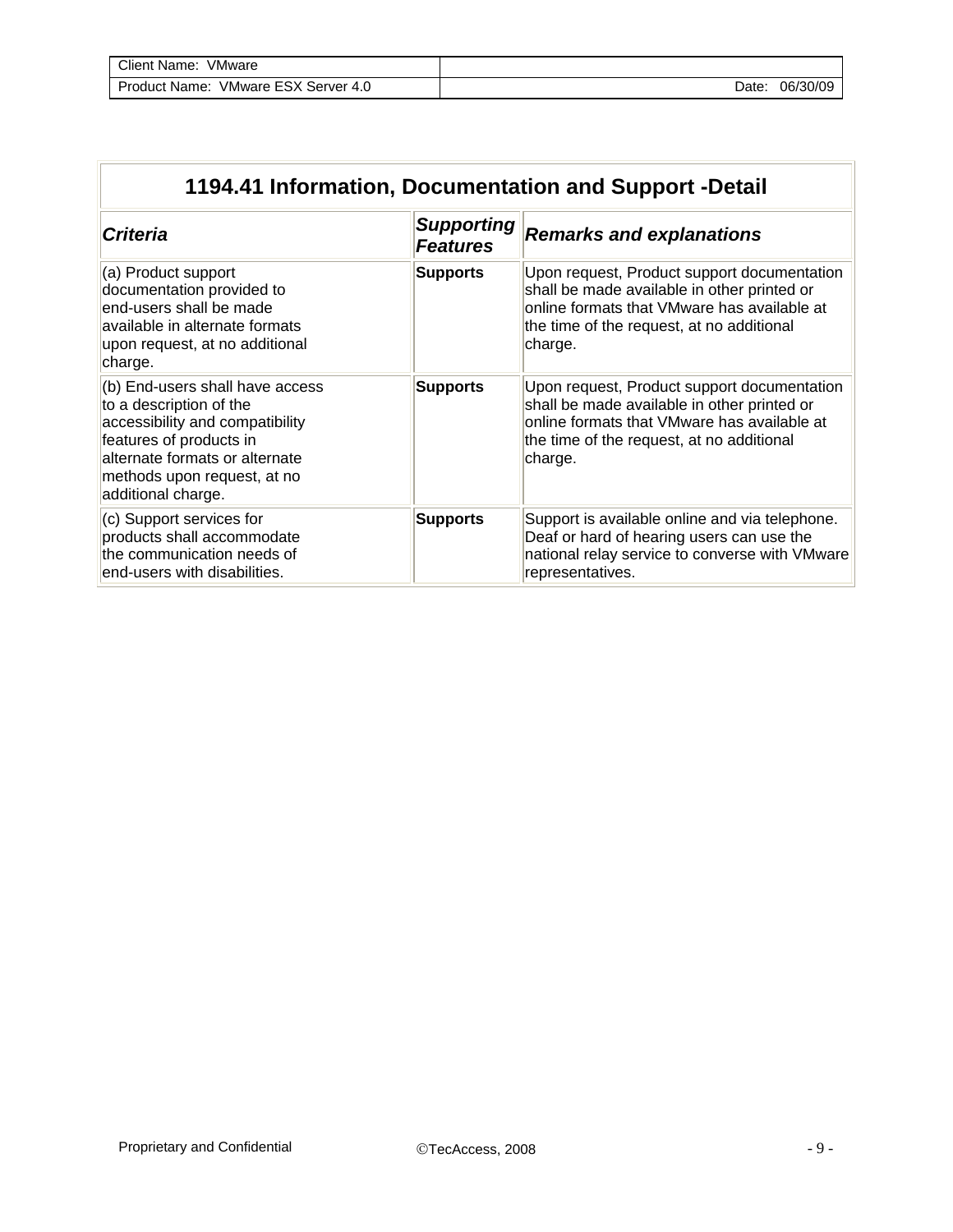## 1194.41 Information, Documentation and Support -Detail

| *Criteria* | *Supporting Features* | *Remarks and explanations* |
| --- | --- | --- |
| (a) Product support documentation provided to end-users shall be made available in alternate formats upon request, at no additional charge. | **Supports** | Upon request, Product support documentation shall be made available in other printed or online formats that VMware has available at the time of the request, at no additional charge. |
| (b) End-users shall have access to a description of the accessibility and compatibility features of products in alternate formats or alternate methods upon request, at no additional charge. | **Supports** | Upon request, Product support documentation shall be made available in other printed or online formats that VMware has available at the time of the request, at no additional charge. |
| (c) Support services for products shall accommodate the communication needs of end-users with disabilities. | **Supports** | Support is available online and via telephone. Deaf or hard of hearing users can use the national relay service to converse with VMware representatives. |